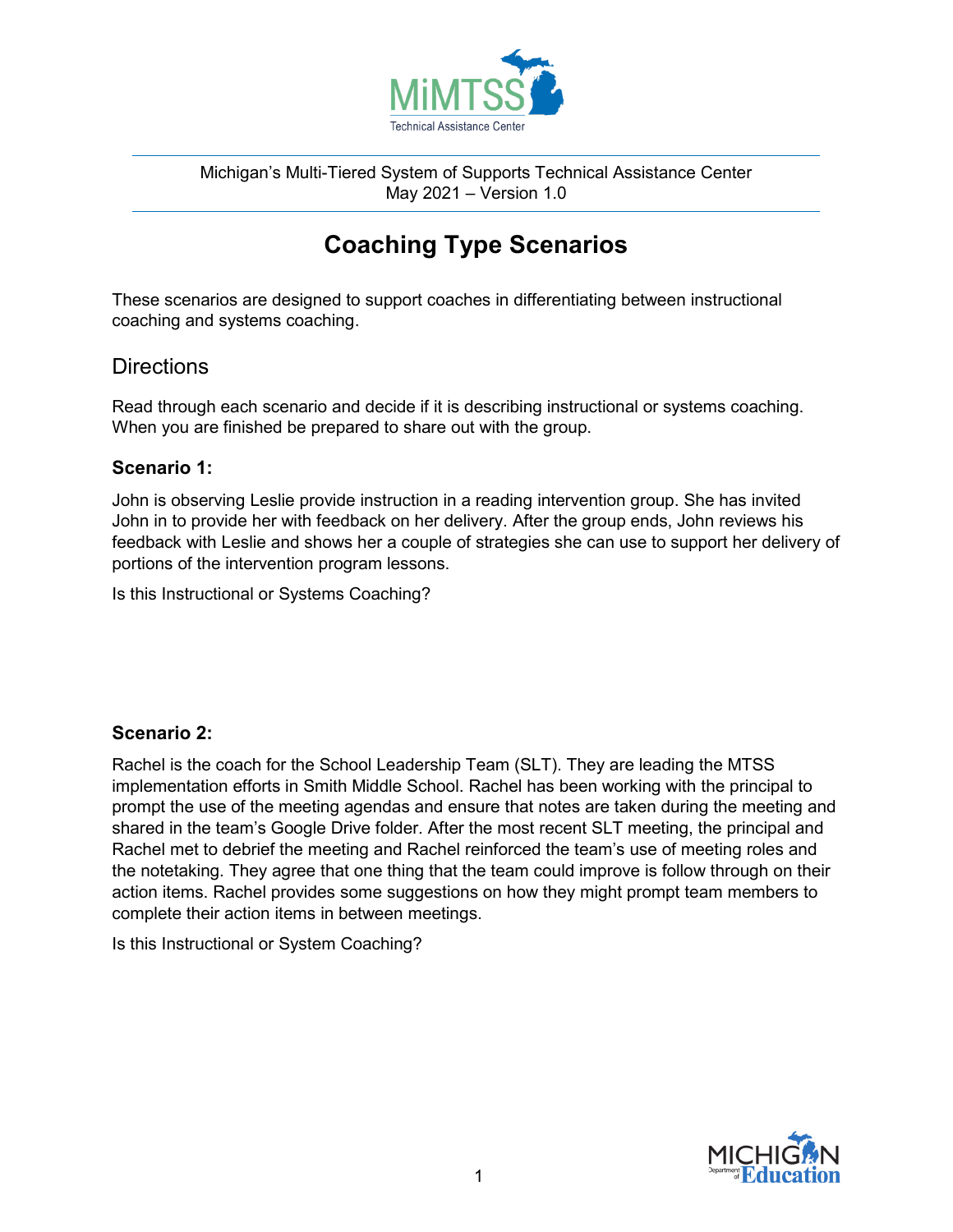Michigan's Multi-Tiered System of Supports Technical Assistance Center
May 2021 – Version 1.0

# Coaching Type Scenarios

These scenarios are designed to support coaches in differentiating between instructional coaching and systems coaching.

## Directions

Read through each scenario and decide if it is describing instructional or systems coaching. When you are finished be prepared to share out with the group.

### Scenario 1:

John is observing Leslie provide instruction in a reading intervention group. She has invited John in to provide her with feedback on her delivery. After the group ends, John reviews his feedback with Leslie and shows her a couple of strategies she can use to support her delivery of portions of the intervention program lessons.

Is this Instructional or Systems Coaching?

### Scenario 2:

Rachel is the coach for the School Leadership Team (SLT). They are leading the MTSS implementation efforts in Smith Middle School. Rachel has been working with the principal to prompt the use of the meeting agendas and ensure that notes are taken during the meeting and shared in the team's Google Drive folder. After the most recent SLT meeting, the principal and Rachel met to debrief the meeting and Rachel reinforced the team's use of meeting roles and the notetaking. They agree that one thing that the team could improve is follow through on their action items. Rachel provides some suggestions on how they might prompt team members to complete their action items in between meetings.

Is this Instructional or System Coaching?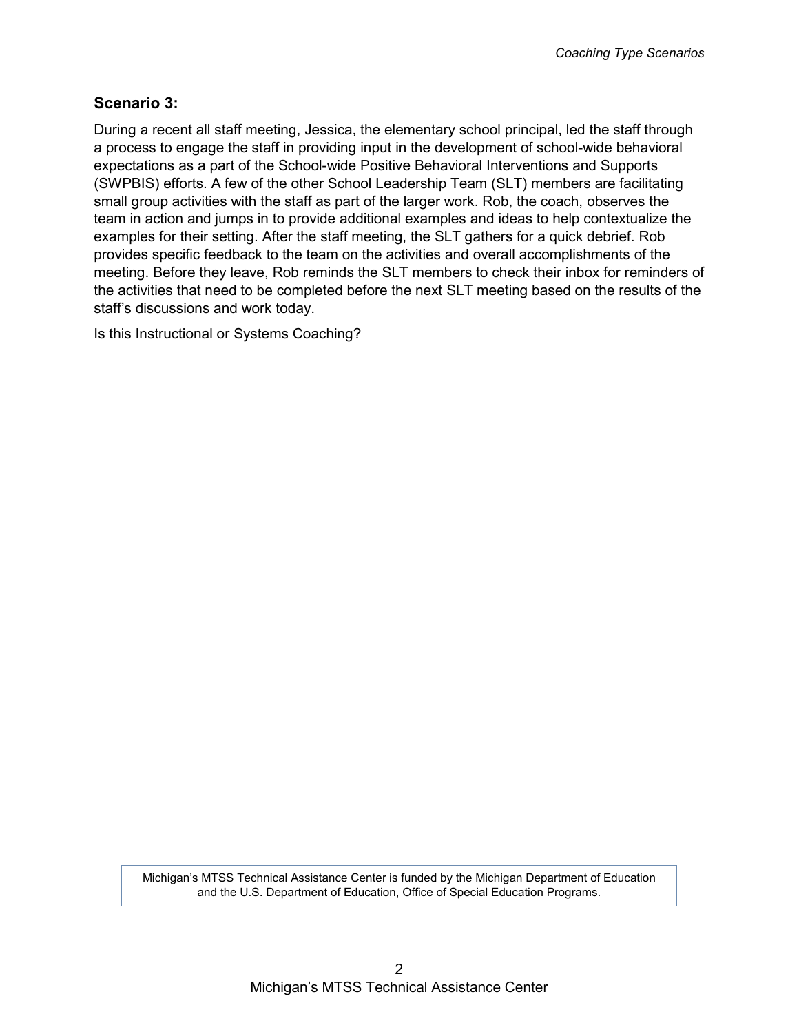## Scenario 3:

During a recent all staff meeting, Jessica, the elementary school principal, led the staff through a process to engage the staff in providing input in the development of school-wide behavioral expectations as a part of the School-wide Positive Behavioral Interventions and Supports (SWPBIS) efforts. A few of the other School Leadership Team (SLT) members are facilitating small group activities with the staff as part of the larger work. Rob, the coach, observes the team in action and jumps in to provide additional examples and ideas to help contextualize the examples for their setting. After the staff meeting, the SLT gathers for a quick debrief. Rob provides specific feedback to the team on the activities and overall accomplishments of the meeting. Before they leave, Rob reminds the SLT members to check their inbox for reminders of the activities that need to be completed before the next SLT meeting based on the results of the staff's discussions and work today.

Is this Instructional or Systems Coaching?

Michigan's MTSS Technical Assistance Center is funded by the Michigan Department of Education and the U.S. Department of Education, Office of Special Education Programs.